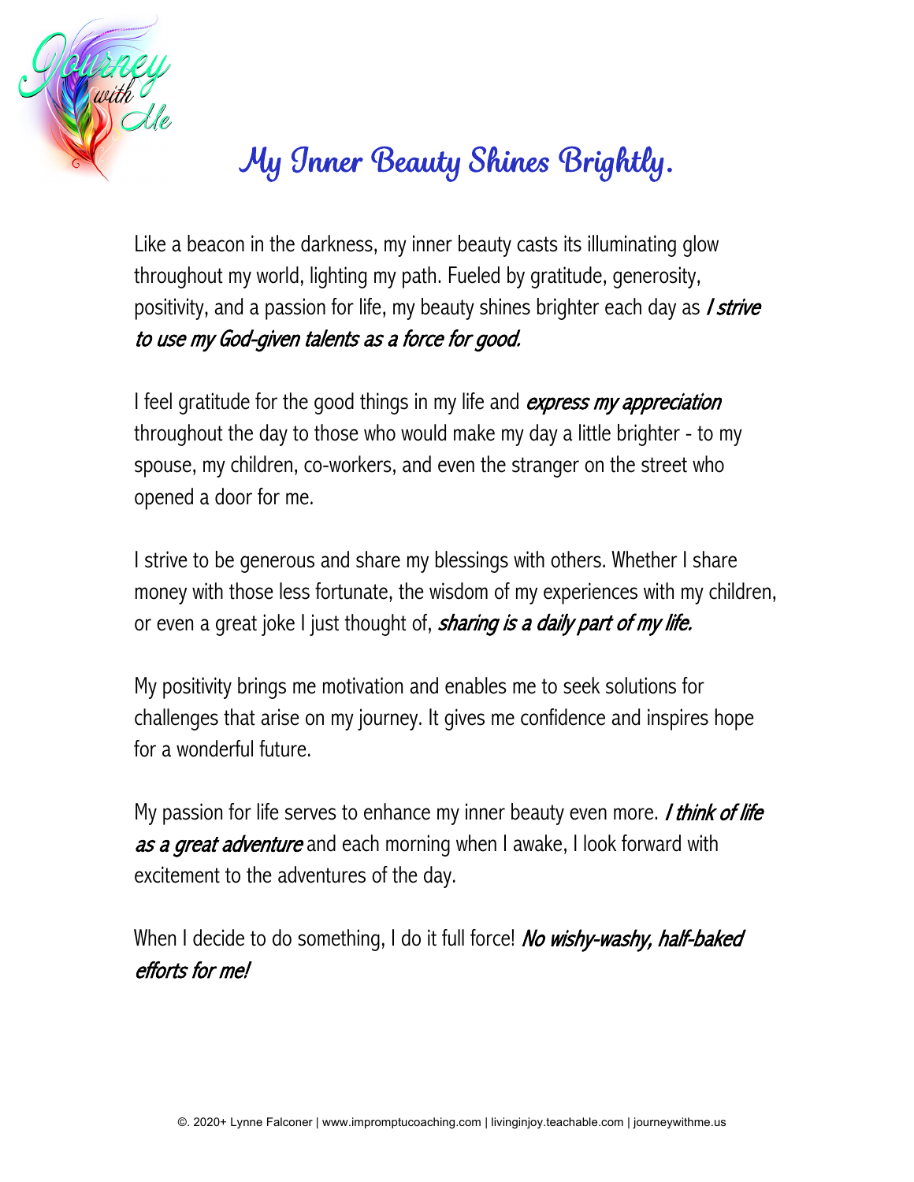# My Inner Beauty Shines Brightly.

Like a beacon in the darkness, my inner beauty casts its illuminating glow throughout my world, lighting my path. Fueled by gratitude, generosity, positivity, and a passion for life, my beauty shines brighter each day as *I strive to use my God-given talents as a force for good.*

I feel gratitude for the good things in my life and *express my appreciation* throughout the day to those who would make my day a little brighter - to my spouse, my children, co-workers, and even the stranger on the street who opened a door for me.

I strive to be generous and share my blessings with others. Whether I share money with those less fortunate, the wisdom of my experiences with my children, or even a great joke I just thought of, *sharing is a daily part of my life.*

My positivity brings me motivation and enables me to seek solutions for challenges that arise on my journey. It gives me confidence and inspires hope for a wonderful future.

My passion for life serves to enhance my inner beauty even more. *I think of life as a great adventure* and each morning when I awake, I look forward with excitement to the adventures of the day.

When I decide to do something, I do it full force! *No wishy-washy, half-baked efforts for me!*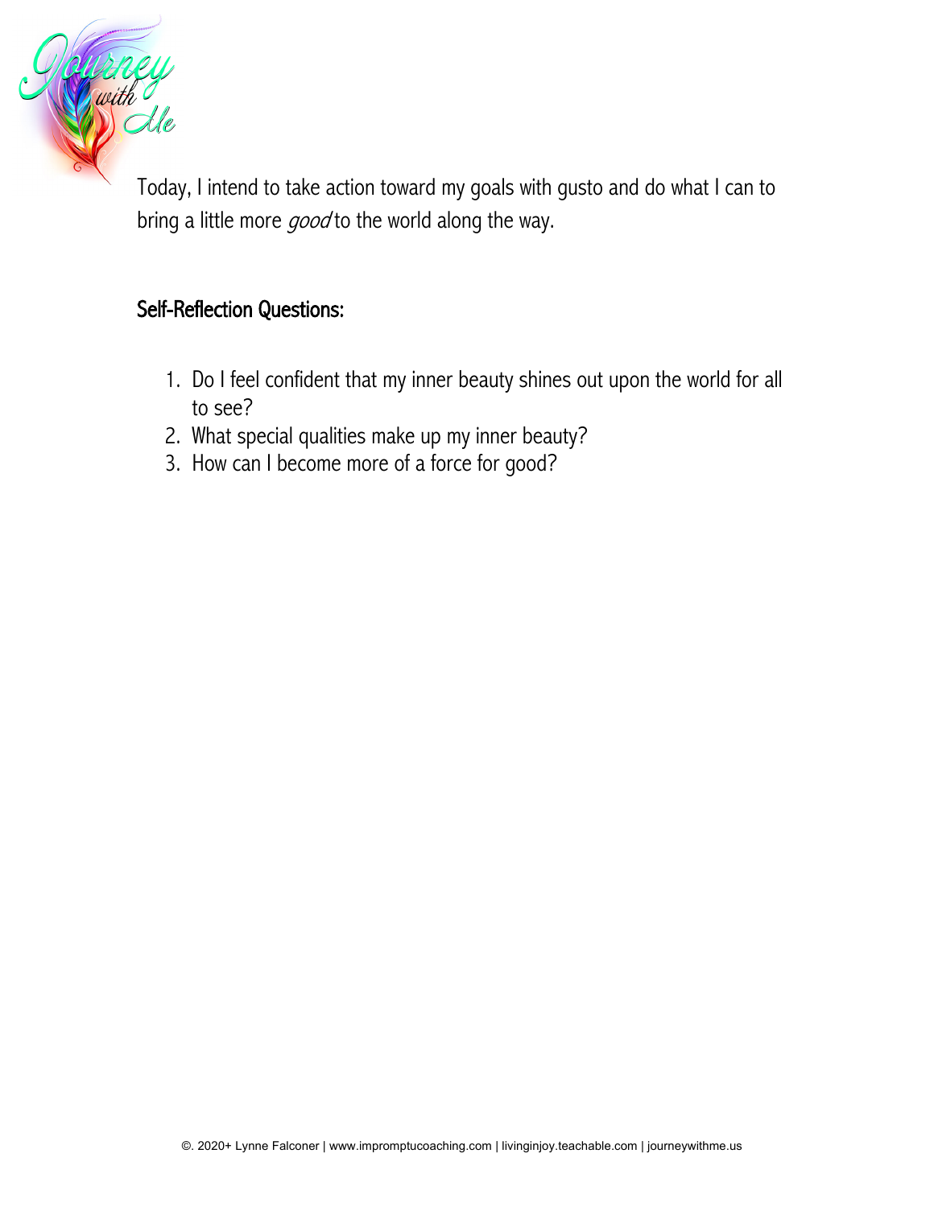Today, I intend to take action toward my goals with gusto and do what I can to bring a little more *good* to the world along the way.

## Self-Reflection Questions:

1. Do I feel confident that my inner beauty shines out upon the world for all to see?
2. What special qualities make up my inner beauty?
3. How can I become more of a force for good?